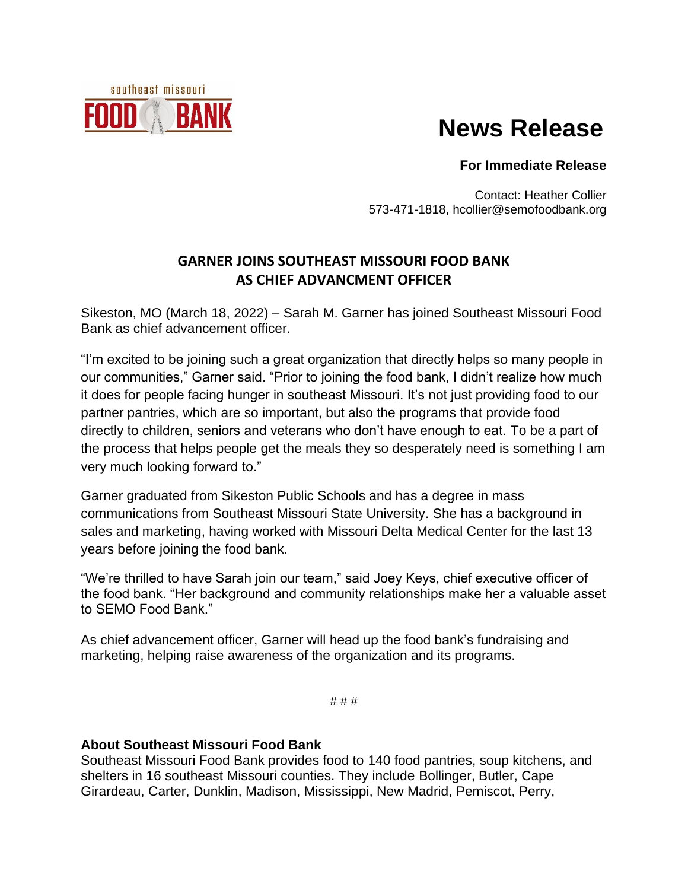southeast missouri
FOOD BANK

# News Release

**For Immediate Release**

Contact: Heather Collier
573-471-1818, hcollier@semofoodbank.org

## GARNER JOINS SOUTHEAST MISSOURI FOOD BANK AS CHIEF ADVANCMENT OFFICER

Sikeston, MO (March 18, 2022) – Sarah M. Garner has joined Southeast Missouri Food Bank as chief advancement officer.

"I'm excited to be joining such a great organization that directly helps so many people in our communities," Garner said. "Prior to joining the food bank, I didn't realize how much it does for people facing hunger in southeast Missouri. It's not just providing food to our partner pantries, which are so important, but also the programs that provide food directly to children, seniors and veterans who don't have enough to eat. To be a part of the process that helps people get the meals they so desperately need is something I am very much looking forward to."

Garner graduated from Sikeston Public Schools and has a degree in mass communications from Southeast Missouri State University. She has a background in sales and marketing, having worked with Missouri Delta Medical Center for the last 13 years before joining the food bank.

"We're thrilled to have Sarah join our team," said Joey Keys, chief executive officer of the food bank. "Her background and community relationships make her a valuable asset to SEMO Food Bank."

As chief advancement officer, Garner will head up the food bank's fundraising and marketing, helping raise awareness of the organization and its programs.

# # #

**About Southeast Missouri Food Bank**
Southeast Missouri Food Bank provides food to 140 food pantries, soup kitchens, and shelters in 16 southeast Missouri counties. They include Bollinger, Butler, Cape Girardeau, Carter, Dunklin, Madison, Mississippi, New Madrid, Pemiscot, Perry,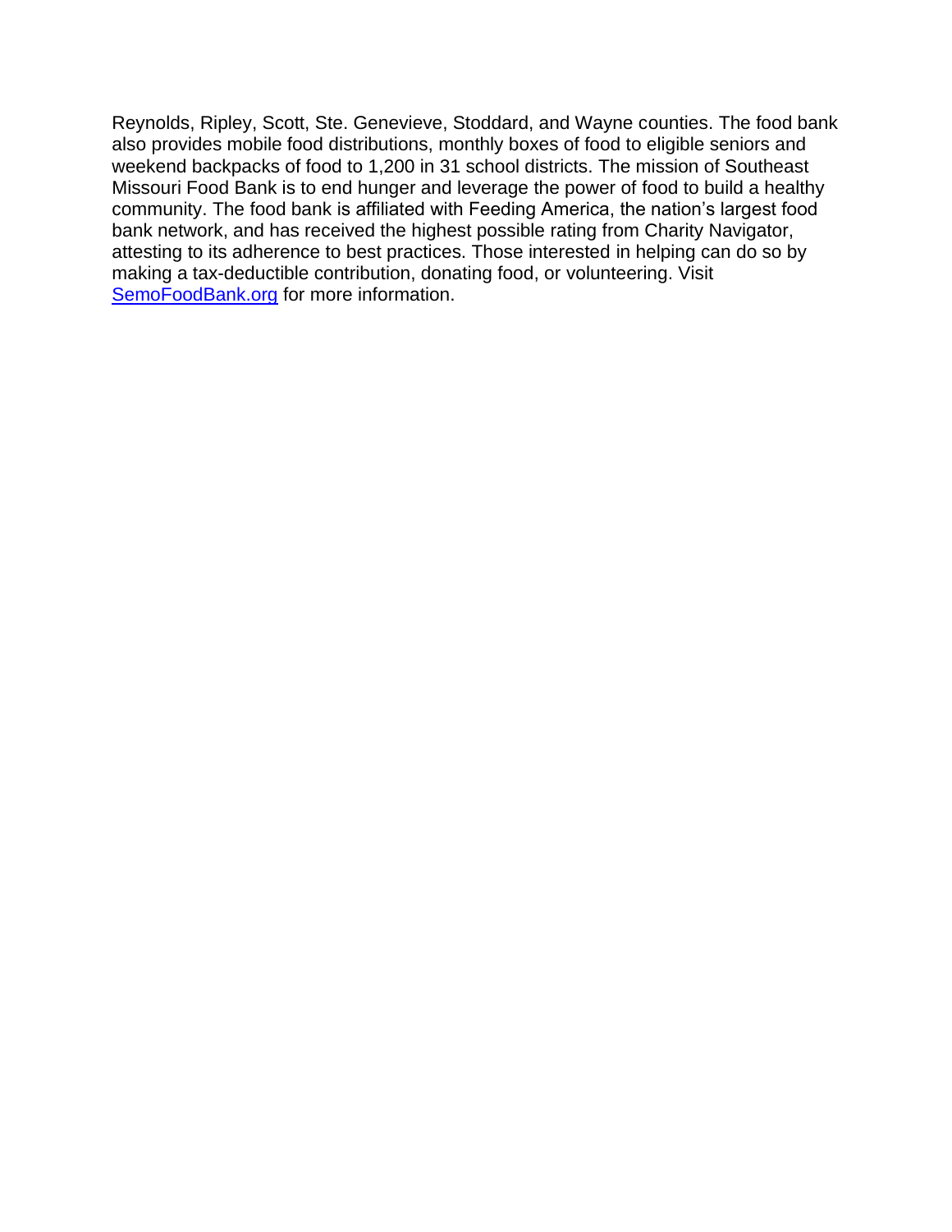Reynolds, Ripley, Scott, Ste. Genevieve, Stoddard, and Wayne counties. The food bank also provides mobile food distributions, monthly boxes of food to eligible seniors and weekend backpacks of food to 1,200 in 31 school districts. The mission of Southeast Missouri Food Bank is to end hunger and leverage the power of food to build a healthy community. The food bank is affiliated with Feeding America, the nation's largest food bank network, and has received the highest possible rating from Charity Navigator, attesting to its adherence to best practices. Those interested in helping can do so by making a tax-deductible contribution, donating food, or volunteering. Visit [SemoFoodBank.org](http://SemoFoodBank.org) for more information.